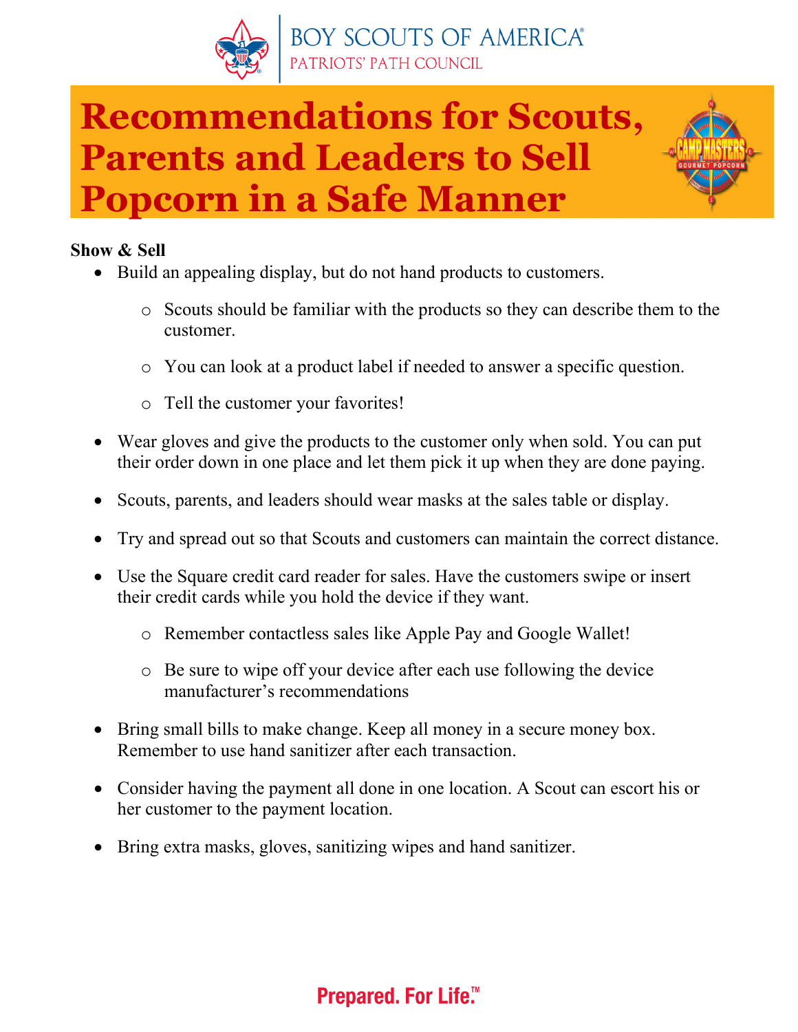BOY SCOUTS OF AMERICA®
PATRIOTS' PATH COUNCIL

# Recommendations for Scouts, Parents and Leaders to Sell Popcorn in a Safe Manner

**Show & Sell**

- Build an appealing display, but do not hand products to customers.
  - Scouts should be familiar with the products so they can describe them to the customer.
  - You can look at a product label if needed to answer a specific question.
  - Tell the customer your favorites!
- Wear gloves and give the products to the customer only when sold. You can put their order down in one place and let them pick it up when they are done paying.
- Scouts, parents, and leaders should wear masks at the sales table or display.
- Try and spread out so that Scouts and customers can maintain the correct distance.
- Use the Square credit card reader for sales. Have the customers swipe or insert their credit cards while you hold the device if they want.
  - Remember contactless sales like Apple Pay and Google Wallet!
  - Be sure to wipe off your device after each use following the device manufacturer's recommendations
- Bring small bills to make change. Keep all money in a secure money box. Remember to use hand sanitizer after each transaction.
- Consider having the payment all done in one location. A Scout can escort his or her customer to the payment location.
- Bring extra masks, gloves, sanitizing wipes and hand sanitizer.

Prepared. For Life.™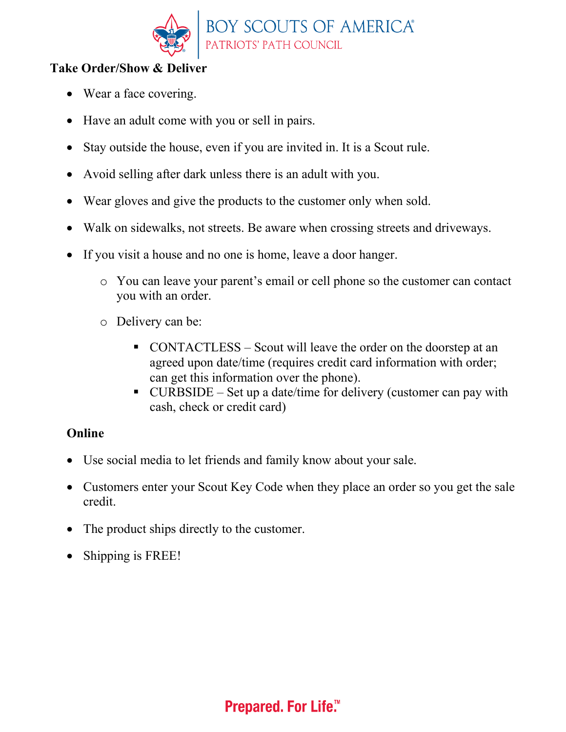**Take Order/Show & Deliver**

- Wear a face covering.
- Have an adult come with you or sell in pairs.
- Stay outside the house, even if you are invited in. It is a Scout rule.
- Avoid selling after dark unless there is an adult with you.
- Wear gloves and give the products to the customer only when sold.
- Walk on sidewalks, not streets. Be aware when crossing streets and driveways.
- If you visit a house and no one is home, leave a door hanger.
    - You can leave your parent's email or cell phone so the customer can contact you with an order.
    - Delivery can be:
        - CONTACTLESS – Scout will leave the order on the doorstep at an agreed upon date/time (requires credit card information with order; can get this information over the phone).
        - CURBSIDE – Set up a date/time for delivery (customer can pay with cash, check or credit card)

**Online**

- Use social media to let friends and family know about your sale.
- Customers enter your Scout Key Code when they place an order so you get the sale credit.
- The product ships directly to the customer.
- Shipping is FREE!